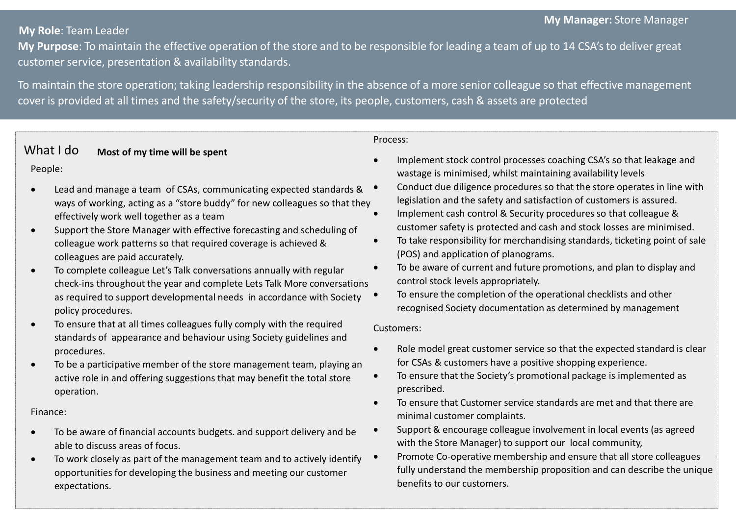**My Manager:** Store Manager

**My Role**: Team Leader

**My Purpose**: To maintain the effective operation of the store and to be responsible for leading a team of up to 14 CSA's to deliver great customer service, presentation & availability standards.

To maintain the store operation; taking leadership responsibility in the absence of a more senior colleague so that effective management cover is provided at all times and the safety/security of the store, its people, customers, cash & assets are protected

## What I do

**Most of my time will be spent**

People:

- Lead and manage a team of CSAs, communicating expected standards & ways of working, acting as a "store buddy" for new colleagues so that they effectively work well together as a team
- Support the Store Manager with effective forecasting and scheduling of colleague work patterns so that required coverage is achieved & colleagues are paid accurately.
- To complete colleague Let's Talk conversations annually with regular check-ins throughout the year and complete Lets Talk More conversations as required to support developmental needs in accordance with Society policy procedures.
- To ensure that at all times colleagues fully comply with the required standards of appearance and behaviour using Society guidelines and procedures.
- To be a participative member of the store management team, playing an active role in and offering suggestions that may benefit the total store operation.

Finance:

- To be aware of financial accounts budgets. and support delivery and be able to discuss areas of focus.
- To work closely as part of the management team and to actively identify opportunities for developing the business and meeting our customer expectations.

Process:

- Implement stock control processes coaching CSA's so that leakage and wastage is minimised, whilst maintaining availability levels
- Conduct due diligence procedures so that the store operates in line with legislation and the safety and satisfaction of customers is assured.
- Implement cash control & Security procedures so that colleague & customer safety is protected and cash and stock losses are minimised.
- To take responsibility for merchandising standards, ticketing point of sale (POS) and application of planograms.
- To be aware of current and future promotions, and plan to display and control stock levels appropriately.
- To ensure the completion of the operational checklists and other recognised Society documentation as determined by management

Customers:

- Role model great customer service so that the expected standard is clear for CSAs & customers have a positive shopping experience.
- To ensure that the Society's promotional package is implemented as prescribed.
- To ensure that Customer service standards are met and that there are minimal customer complaints.
- Support & encourage colleague involvement in local events (as agreed with the Store Manager) to support our local community,
- Promote Co-operative membership and ensure that all store colleagues fully understand the membership proposition and can describe the unique benefits to our customers.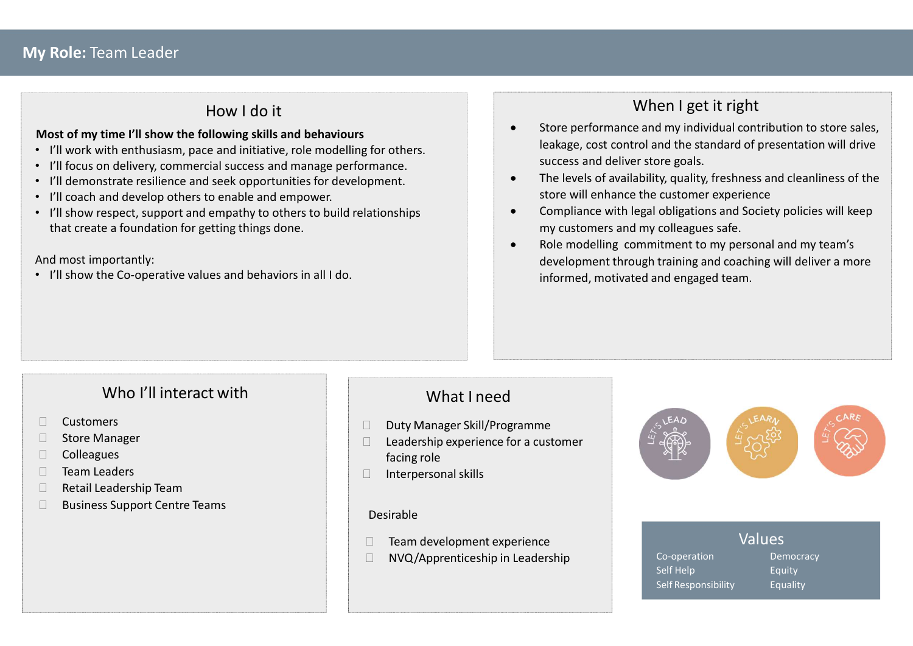# My Role: Team Leader

## How I do it

**Most of my time I'll show the following skills and behaviours**

- I'll work with enthusiasm, pace and initiative, role modelling for others.
- I'll focus on delivery, commercial success and manage performance.
- I'll demonstrate resilience and seek opportunities for development.
- I'll coach and develop others to enable and empower.
- I'll show respect, support and empathy to others to build relationships that create a foundation for getting things done.

And most importantly:

- I'll show the Co-operative values and behaviors in all I do.

## When I get it right

- Store performance and my individual contribution to store sales, leakage, cost control and the standard of presentation will drive success and deliver store goals.
- The levels of availability, quality, freshness and cleanliness of the store will enhance the customer experience
- Compliance with legal obligations and Society policies will keep my customers and my colleagues safe.
- Role modelling commitment to my personal and my team's development through training and coaching will deliver a more informed, motivated and engaged team.

## Who I'll interact with

- Customers
- Store Manager
- Colleagues
- Team Leaders
- Retail Leadership Team
- Business Support Centre Teams

## What I need

- Duty Manager Skill/Programme
- Leadership experience for a customer facing role
- Interpersonal skills

Desirable

- Team development experience
- NVQ/Apprenticeship in Leadership

LET'S LEAD

LET'S LEARN

LET'S CARE

## Values

| | |
|---|---|
| Co-operation | Democracy |
| Self Help | Equity |
| Self Responsibility | Equality |